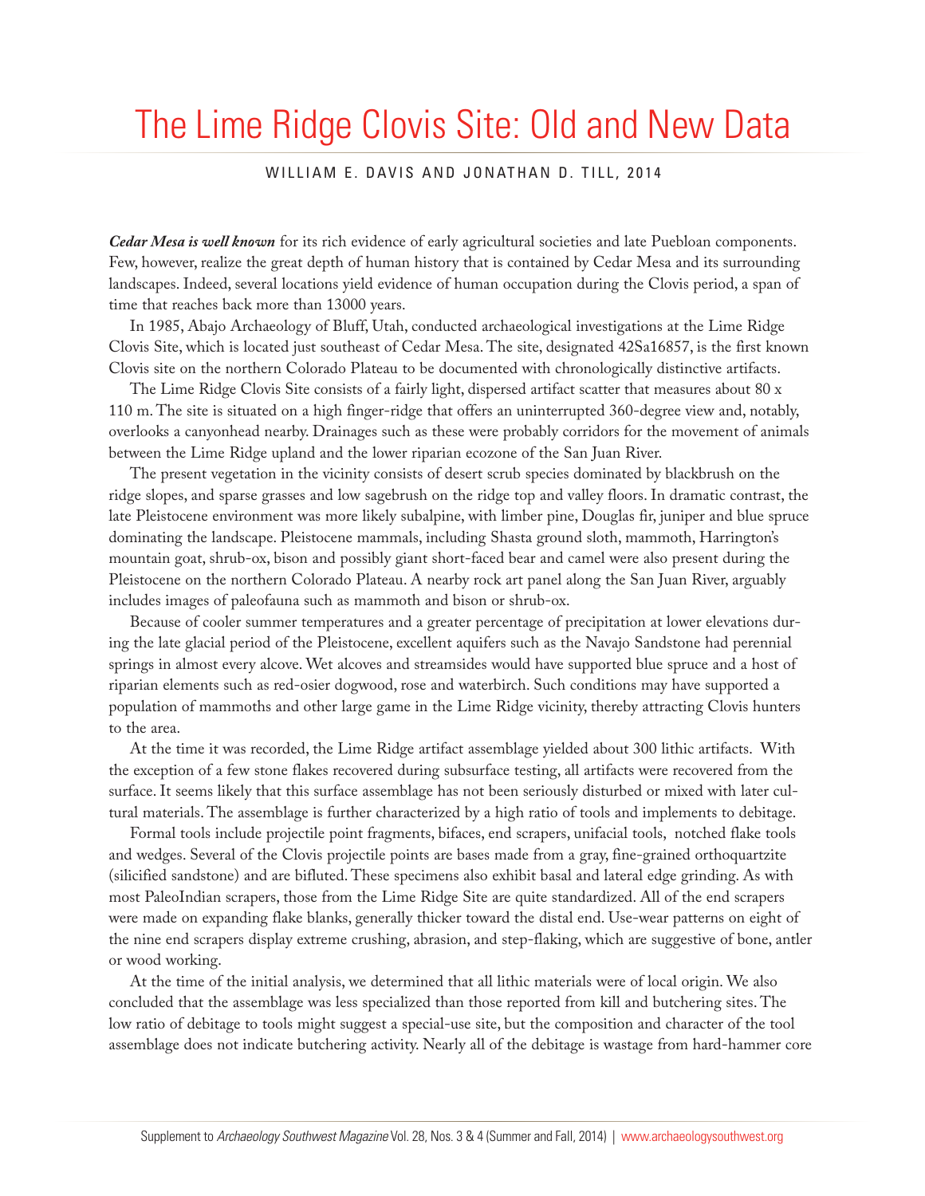# The Lime Ridge Clovis Site: Old and New Data

WILLIAM E. DAVIS AND JONATHAN D. TILL, 2014

***Cedar Mesa is well known*** for its rich evidence of early agricultural societies and late Puebloan components. Few, however, realize the great depth of human history that is contained by Cedar Mesa and its surrounding landscapes. Indeed, several locations yield evidence of human occupation during the Clovis period, a span of time that reaches back more than 13000 years.

In 1985, Abajo Archaeology of Bluff, Utah, conducted archaeological investigations at the Lime Ridge Clovis Site, which is located just southeast of Cedar Mesa. The site, designated 42Sa16857, is the first known Clovis site on the northern Colorado Plateau to be documented with chronologically distinctive artifacts.

The Lime Ridge Clovis Site consists of a fairly light, dispersed artifact scatter that measures about 80 x 110 m. The site is situated on a high finger-ridge that offers an uninterrupted 360-degree view and, notably, overlooks a canyonhead nearby. Drainages such as these were probably corridors for the movement of animals between the Lime Ridge upland and the lower riparian ecozone of the San Juan River.

The present vegetation in the vicinity consists of desert scrub species dominated by blackbrush on the ridge slopes, and sparse grasses and low sagebrush on the ridge top and valley floors. In dramatic contrast, the late Pleistocene environment was more likely subalpine, with limber pine, Douglas fir, juniper and blue spruce dominating the landscape. Pleistocene mammals, including Shasta ground sloth, mammoth, Harrington's mountain goat, shrub-ox, bison and possibly giant short-faced bear and camel were also present during the Pleistocene on the northern Colorado Plateau. A nearby rock art panel along the San Juan River, arguably includes images of paleofauna such as mammoth and bison or shrub-ox.

Because of cooler summer temperatures and a greater percentage of precipitation at lower elevations during the late glacial period of the Pleistocene, excellent aquifers such as the Navajo Sandstone had perennial springs in almost every alcove. Wet alcoves and streamsides would have supported blue spruce and a host of riparian elements such as red-osier dogwood, rose and waterbirch. Such conditions may have supported a population of mammoths and other large game in the Lime Ridge vicinity, thereby attracting Clovis hunters to the area.

At the time it was recorded, the Lime Ridge artifact assemblage yielded about 300 lithic artifacts. With the exception of a few stone flakes recovered during subsurface testing, all artifacts were recovered from the surface. It seems likely that this surface assemblage has not been seriously disturbed or mixed with later cultural materials. The assemblage is further characterized by a high ratio of tools and implements to debitage.

Formal tools include projectile point fragments, bifaces, end scrapers, unifacial tools, notched flake tools and wedges. Several of the Clovis projectile points are bases made from a gray, fine-grained orthoquartzite (silicified sandstone) and are bifluted. These specimens also exhibit basal and lateral edge grinding. As with most PaleoIndian scrapers, those from the Lime Ridge Site are quite standardized. All of the end scrapers were made on expanding flake blanks, generally thicker toward the distal end. Use-wear patterns on eight of the nine end scrapers display extreme crushing, abrasion, and step-flaking, which are suggestive of bone, antler or wood working.

At the time of the initial analysis, we determined that all lithic materials were of local origin. We also concluded that the assemblage was less specialized than those reported from kill and butchering sites. The low ratio of debitage to tools might suggest a special-use site, but the composition and character of the tool assemblage does not indicate butchering activity. Nearly all of the debitage is wastage from hard-hammer core

Supplement to *Archaeology Southwest Magazine* Vol. 28, Nos. 3 & 4 (Summer and Fall, 2014) | www.archaeologysouthwest.org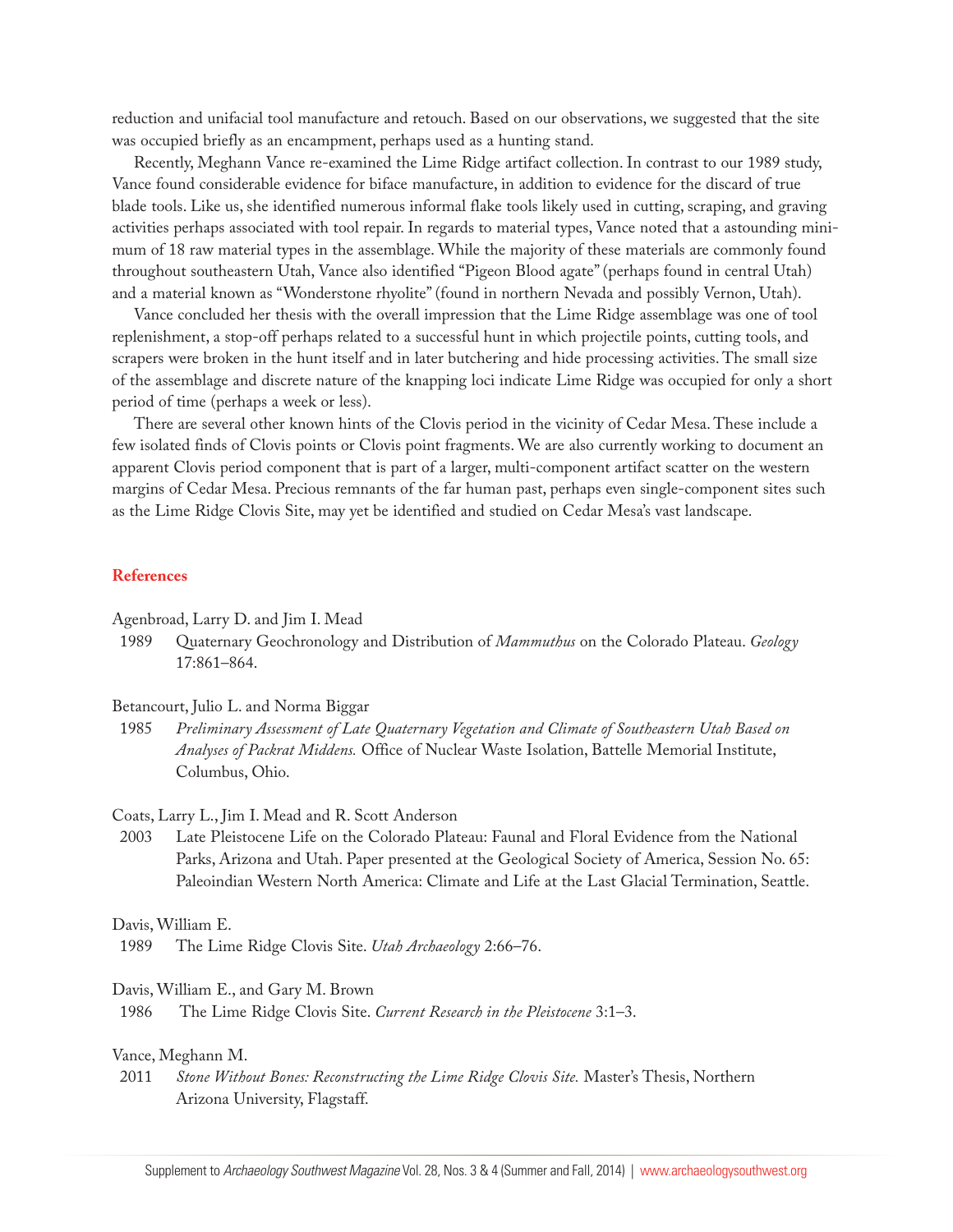reduction and unifacial tool manufacture and retouch. Based on our observations, we suggested that the site was occupied briefly as an encampment, perhaps used as a hunting stand.

Recently, Meghann Vance re-examined the Lime Ridge artifact collection. In contrast to our 1989 study, Vance found considerable evidence for biface manufacture, in addition to evidence for the discard of true blade tools. Like us, she identified numerous informal flake tools likely used in cutting, scraping, and graving activities perhaps associated with tool repair. In regards to material types, Vance noted that a astounding minimum of 18 raw material types in the assemblage. While the majority of these materials are commonly found throughout southeastern Utah, Vance also identified "Pigeon Blood agate" (perhaps found in central Utah) and a material known as "Wonderstone rhyolite" (found in northern Nevada and possibly Vernon, Utah).

Vance concluded her thesis with the overall impression that the Lime Ridge assemblage was one of tool replenishment, a stop-off perhaps related to a successful hunt in which projectile points, cutting tools, and scrapers were broken in the hunt itself and in later butchering and hide processing activities. The small size of the assemblage and discrete nature of the knapping loci indicate Lime Ridge was occupied for only a short period of time (perhaps a week or less).

There are several other known hints of the Clovis period in the vicinity of Cedar Mesa. These include a few isolated finds of Clovis points or Clovis point fragments. We are also currently working to document an apparent Clovis period component that is part of a larger, multi-component artifact scatter on the western margins of Cedar Mesa. Precious remnants of the far human past, perhaps even single-component sites such as the Lime Ridge Clovis Site, may yet be identified and studied on Cedar Mesa's vast landscape.

## References

Agenbroad, Larry D. and Jim I. Mead
1989 Quaternary Geochronology and Distribution of *Mammuthus* on the Colorado Plateau. *Geology* 17:861–864.

Betancourt, Julio L. and Norma Biggar
1985 *Preliminary Assessment of Late Quaternary Vegetation and Climate of Southeastern Utah Based on Analyses of Packrat Middens.* Office of Nuclear Waste Isolation, Battelle Memorial Institute, Columbus, Ohio.

Coats, Larry L., Jim I. Mead and R. Scott Anderson
2003 Late Pleistocene Life on the Colorado Plateau: Faunal and Floral Evidence from the National Parks, Arizona and Utah. Paper presented at the Geological Society of America, Session No. 65: Paleoindian Western North America: Climate and Life at the Last Glacial Termination, Seattle.

Davis, William E.
1989 The Lime Ridge Clovis Site. *Utah Archaeology* 2:66–76.

Davis, William E., and Gary M. Brown
1986 The Lime Ridge Clovis Site. *Current Research in the Pleistocene* 3:1–3.

Vance, Meghann M.
2011 *Stone Without Bones: Reconstructing the Lime Ridge Clovis Site.* Master's Thesis, Northern Arizona University, Flagstaff.